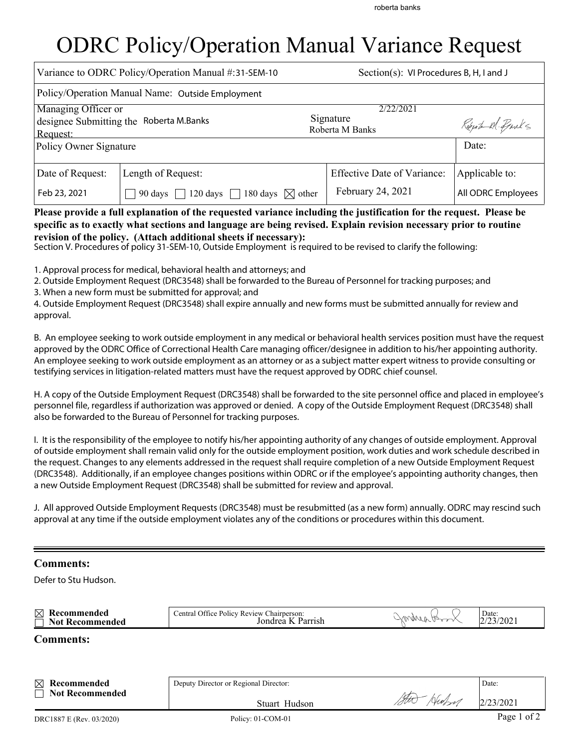# ODRC Policy/Operation Manual Variance Request

| | | |
|---|---|---|
| Variance to ODRC Policy/Operation Manual #: 31-SEM-10 | Section(s): VI Procedures B, H, I and J | |
| Policy/Operation Manual Name: Outside Employment | | |
| Managing Officer or designee Submitting the Request: Roberta M.Banks | Signature Roberta M Banks 2/22/2021 | Roberta M. Banks |
| Policy Owner Signature | | Date: |

| Date of Request: | Length of Request: | Effective Date of Variance: | Applicable to: |
|---|---|---|---|
| Feb 23, 2021 | ☐ 90 days ☐ 120 days ☐ 180 days ☒ other | February 24, 2021 | All ODRC Employees |

**Please provide a full explanation of the requested variance including the justification for the request. Please be specific as to exactly what sections and language are being revised. Explain revision necessary prior to routine revision of the policy. (Attach additional sheets if necessary):**

Section V. Procedures of policy 31-SEM-10, Outside Employment is required to be revised to clarify the following:

1. Approval process for medical, behavioral health and attorneys; and
2. Outside Employment Request (DRC3548) shall be forwarded to the Bureau of Personnel for tracking purposes; and
3. When a new form must be submitted for approval; and
4. Outside Employment Request (DRC3548) shall expire annually and new forms must be submitted annually for review and approval.

B. An employee seeking to work outside employment in any medical or behavioral health services position must have the request approved by the ODRC Office of Correctional Health Care managing officer/designee in addition to his/her appointing authority. An employee seeking to work outside employment as an attorney or as a subject matter expert witness to provide consulting or testifying services in litigation-related matters must have the request approved by ODRC chief counsel.

H. A copy of the Outside Employment Request (DRC3548) shall be forwarded to the site personnel office and placed in employee's personnel file, regardless if authorization was approved or denied. A copy of the Outside Employment Request (DRC3548) shall also be forwarded to the Bureau of Personnel for tracking purposes.

I. It is the responsibility of the employee to notify his/her appointing authority of any changes of outside employment. Approval of outside employment shall remain valid only for the outside employment position, work duties and work schedule described in the request. Changes to any elements addressed in the request shall require completion of a new Outside Employment Request (DRC3548). Additionally, if an employee changes positions within ODRC or if the employee's appointing authority changes, then a new Outside Employment Request (DRC3548) shall be submitted for review and approval.

J. All approved Outside Employment Requests (DRC3548) must be resubmitted (as a new form) annually. ODRC may rescind such approval at any time if the outside employment violates any of the conditions or procedures within this document.

---

## Comments:

Defer to Stu Hudson.

| | | | |
|---|---|---|---|
| ☒ Recommended ☐ Not Recommended | Central Office Policy Review Chairperson: Jondrea K Parrish | Jondrea Parrish | Date: 2/23/2021 |

## Comments:

| | | | |
|---|---|---|---|
| ☒ Recommended ☐ Not Recommended | Deputy Director or Regional Director: Stuart Hudson | Stu Hudson | Date: 2/23/2021 |

DRC1887 E (Rev. 03/2020) Policy: 01-COM-01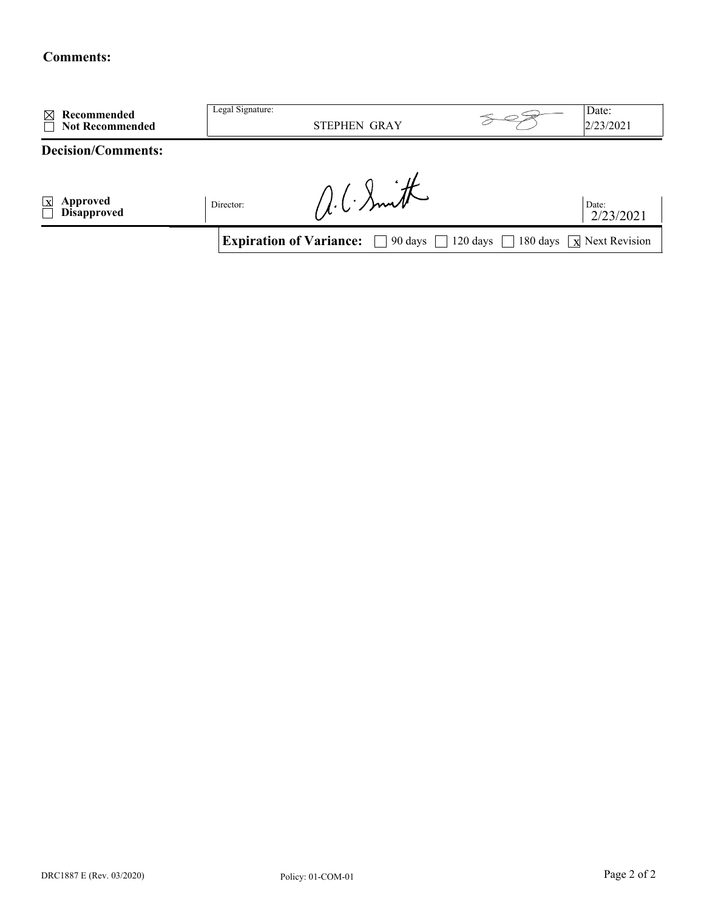## Comments:

| | | |
|---|---|---|
| ☒ **Recommended**<br>☐ **Not Recommended** | Legal Signature: STEPHEN GRAY | Date: 2/23/2021 |

## Decision/Comments:

| | | |
|---|---|---|
| ☒ **Approved**<br>☐ **Disapproved** | Director: A. C. Smith | Date: 2/23/2021 |

**Expiration of Variance:** ☐ 90 days ☐ 120 days ☐ 180 days ☒ Next Revision

DRC1887 E (Rev. 03/2020) Policy: 01-COM-01